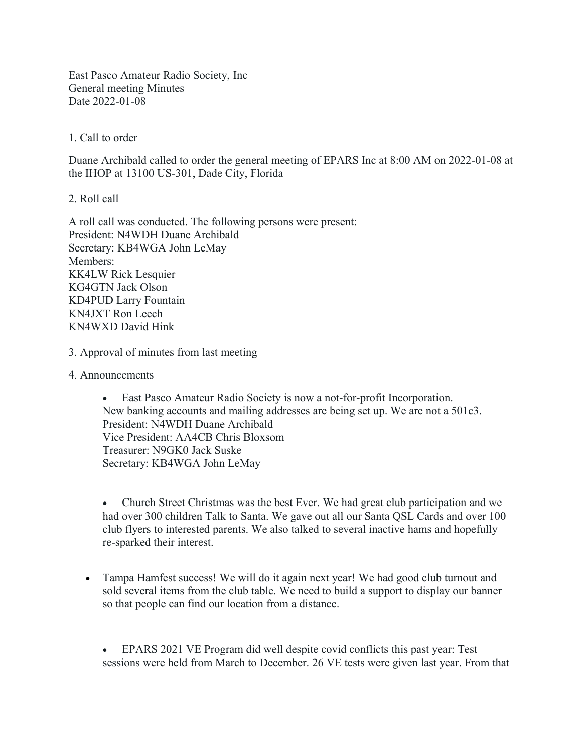East Pasco Amateur Radio Society, Inc
General meeting Minutes
Date 2022-01-08

1. Call to order

Duane Archibald called to order the general meeting of EPARS Inc at 8:00 AM on 2022-01-08 at the IHOP at 13100 US-301, Dade City, Florida

2. Roll call

A roll call was conducted. The following persons were present:
President: N4WDH Duane Archibald
Secretary: KB4WGA John LeMay
Members:
KK4LW Rick Lesquier
KG4GTN Jack Olson
KD4PUD Larry Fountain
KN4JXT Ron Leech
KN4WXD David Hink

3. Approval of minutes from last meeting

4. Announcements

- East Pasco Amateur Radio Society is now a not-for-profit Incorporation.
  New banking accounts and mailing addresses are being set up. We are not a 501c3.
  President: N4WDH Duane Archibald
  Vice President: AA4CB Chris Bloxsom
  Treasurer: N9GK0 Jack Suske
  Secretary: KB4WGA John LeMay

- Church Street Christmas was the best Ever. We had great club participation and we had over 300 children Talk to Santa. We gave out all our Santa QSL Cards and over 100 club flyers to interested parents. We also talked to several inactive hams and hopefully re-sparked their interest.

- Tampa Hamfest success! We will do it again next year! We had good club turnout and sold several items from the club table. We need to build a support to display our banner so that people can find our location from a distance.

- EPARS 2021 VE Program did well despite covid conflicts this past year: Test sessions were held from March to December. 26 VE tests were given last year. From that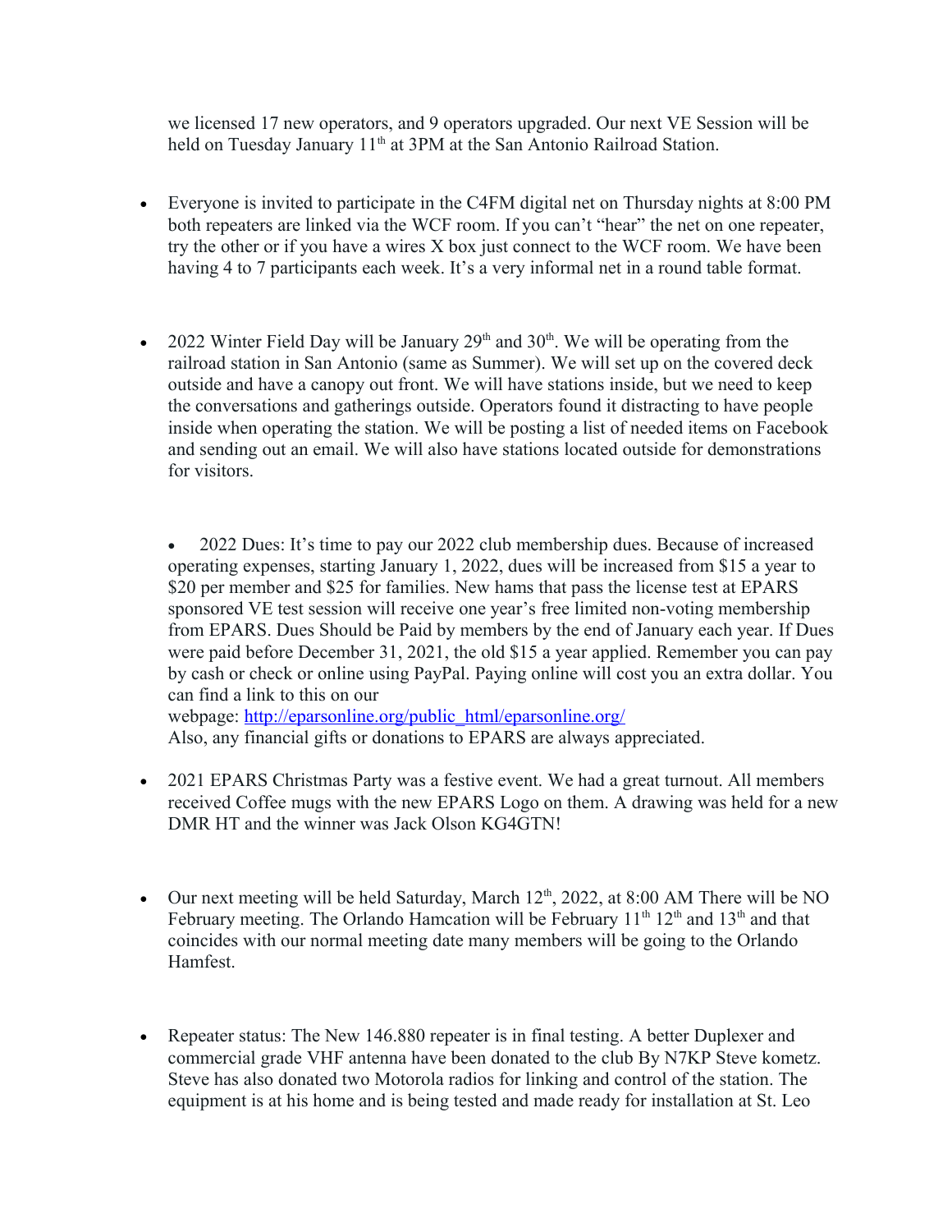we licensed 17 new operators, and 9 operators upgraded. Our next VE Session will be held on Tuesday January 11th at 3PM at the San Antonio Railroad Station.

- Everyone is invited to participate in the C4FM digital net on Thursday nights at 8:00 PM both repeaters are linked via the WCF room. If you can't "hear" the net on one repeater, try the other or if you have a wires X box just connect to the WCF room. We have been having 4 to 7 participants each week. It's a very informal net in a round table format.

- 2022 Winter Field Day will be January 29th and 30th. We will be operating from the railroad station in San Antonio (same as Summer). We will set up on the covered deck outside and have a canopy out front. We will have stations inside, but we need to keep the conversations and gatherings outside. Operators found it distracting to have people inside when operating the station. We will be posting a list of needed items on Facebook and sending out an email. We will also have stations located outside for demonstrations for visitors.

- 2022 Dues: It's time to pay our 2022 club membership dues. Because of increased operating expenses, starting January 1, 2022, dues will be increased from $15 a year to $20 per member and $25 for families. New hams that pass the license test at EPARS sponsored VE test session will receive one year's free limited non-voting membership from EPARS. Dues Should be Paid by members by the end of January each year. If Dues were paid before December 31, 2021, the old $15 a year applied. Remember you can pay by cash or check or online using PayPal. Paying online will cost you an extra dollar. You can find a link to this on our webpage: [http://eparsonline.org/public_html/eparsonline.org/](http://eparsonline.org/public_html/eparsonline.org/)
  Also, any financial gifts or donations to EPARS are always appreciated.

- 2021 EPARS Christmas Party was a festive event. We had a great turnout. All members received Coffee mugs with the new EPARS Logo on them. A drawing was held for a new DMR HT and the winner was Jack Olson KG4GTN!

- Our next meeting will be held Saturday, March 12th, 2022, at 8:00 AM There will be NO February meeting. The Orlando Hamcation will be February 11th 12th and 13th and that coincides with our normal meeting date many members will be going to the Orlando Hamfest.

- Repeater status: The New 146.880 repeater is in final testing. A better Duplexer and commercial grade VHF antenna have been donated to the club By N7KP Steve kometz. Steve has also donated two Motorola radios for linking and control of the station. The equipment is at his home and is being tested and made ready for installation at St. Leo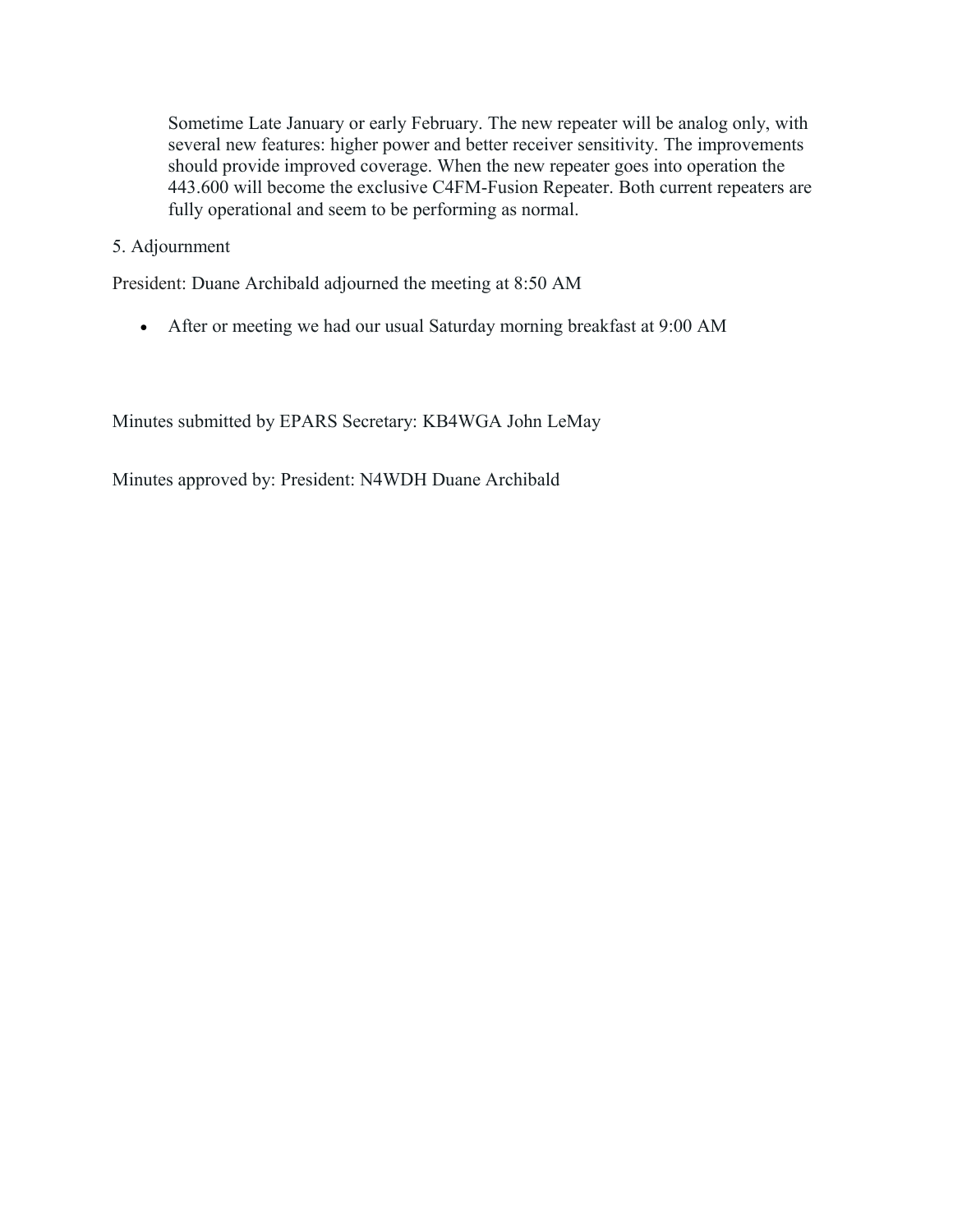Sometime Late January or early February. The new repeater will be analog only, with several new features: higher power and better receiver sensitivity. The improvements should provide improved coverage. When the new repeater goes into operation the 443.600 will become the exclusive C4FM-Fusion Repeater. Both current repeaters are fully operational and seem to be performing as normal.

5. Adjournment

President: Duane Archibald adjourned the meeting at 8:50 AM

- After or meeting we had our usual Saturday morning breakfast at 9:00 AM

Minutes submitted by EPARS Secretary: KB4WGA John LeMay

Minutes approved by: President: N4WDH Duane Archibald